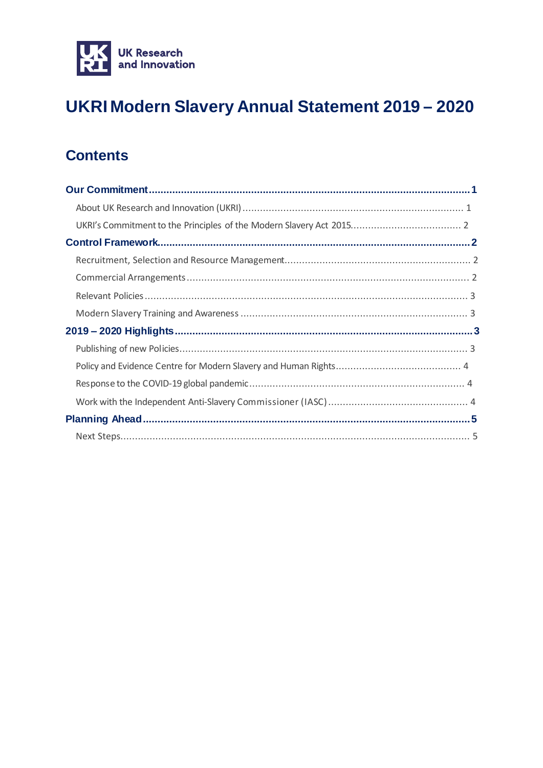UK Research and Innovation

# UKRI Modern Slavery Annual Statement 2019 – 2020

## Contents

**Our Commitment** ........ 1

- About UK Research and Innovation (UKRI) ........ 1
- UKRI's Commitment to the Principles of the Modern Slavery Act 2015 ........ 2

**Control Framework** ........ 2

- Recruitment, Selection and Resource Management ........ 2
- Commercial Arrangements ........ 2
- Relevant Policies ........ 3
- Modern Slavery Training and Awareness ........ 3

**2019 – 2020 Highlights** ........ 3

- Publishing of new Policies ........ 3
- Policy and Evidence Centre for Modern Slavery and Human Rights ........ 4
- Response to the COVID-19 global pandemic ........ 4
- Work with the Independent Anti-Slavery Commissioner (IASC) ........ 4

**Planning Ahead** ........ 5

- Next Steps ........ 5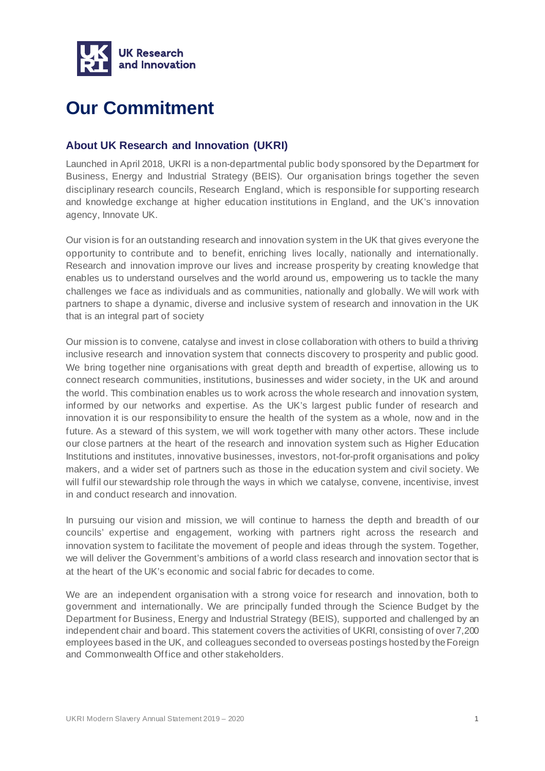# Our Commitment

## About UK Research and Innovation (UKRI)

Launched in April 2018, UKRI is a non-departmental public body sponsored by the Department for Business, Energy and Industrial Strategy (BEIS). Our organisation brings together the seven disciplinary research councils, Research England, which is responsible for supporting research and knowledge exchange at higher education institutions in England, and the UK's innovation agency, Innovate UK.

Our vision is for an outstanding research and innovation system in the UK that gives everyone the opportunity to contribute and to benefit, enriching lives locally, nationally and internationally. Research and innovation improve our lives and increase prosperity by creating knowledge that enables us to understand ourselves and the world around us, empowering us to tackle the many challenges we face as individuals and as communities, nationally and globally. We will work with partners to shape a dynamic, diverse and inclusive system of research and innovation in the UK that is an integral part of society

Our mission is to convene, catalyse and invest in close collaboration with others to build a thriving inclusive research and innovation system that connects discovery to prosperity and public good. We bring together nine organisations with great depth and breadth of expertise, allowing us to connect research communities, institutions, businesses and wider society, in the UK and around the world. This combination enables us to work across the whole research and innovation system, informed by our networks and expertise. As the UK's largest public funder of research and innovation it is our responsibility to ensure the health of the system as a whole, now and in the future. As a steward of this system, we will work together with many other actors. These include our close partners at the heart of the research and innovation system such as Higher Education Institutions and institutes, innovative businesses, investors, not-for-profit organisations and policy makers, and a wider set of partners such as those in the education system and civil society. We will fulfil our stewardship role through the ways in which we catalyse, convene, incentivise, invest in and conduct research and innovation.

In pursuing our vision and mission, we will continue to harness the depth and breadth of our councils' expertise and engagement, working with partners right across the research and innovation system to facilitate the movement of people and ideas through the system. Together, we will deliver the Government's ambitions of a world class research and innovation sector that is at the heart of the UK's economic and social fabric for decades to come.

We are an independent organisation with a strong voice for research and innovation, both to government and internationally. We are principally funded through the Science Budget by the Department for Business, Energy and Industrial Strategy (BEIS), supported and challenged by an independent chair and board. This statement covers the activities of UKRI, consisting of over 7,200 employees based in the UK, and colleagues seconded to overseas postings hosted by the Foreign and Commonwealth Office and other stakeholders.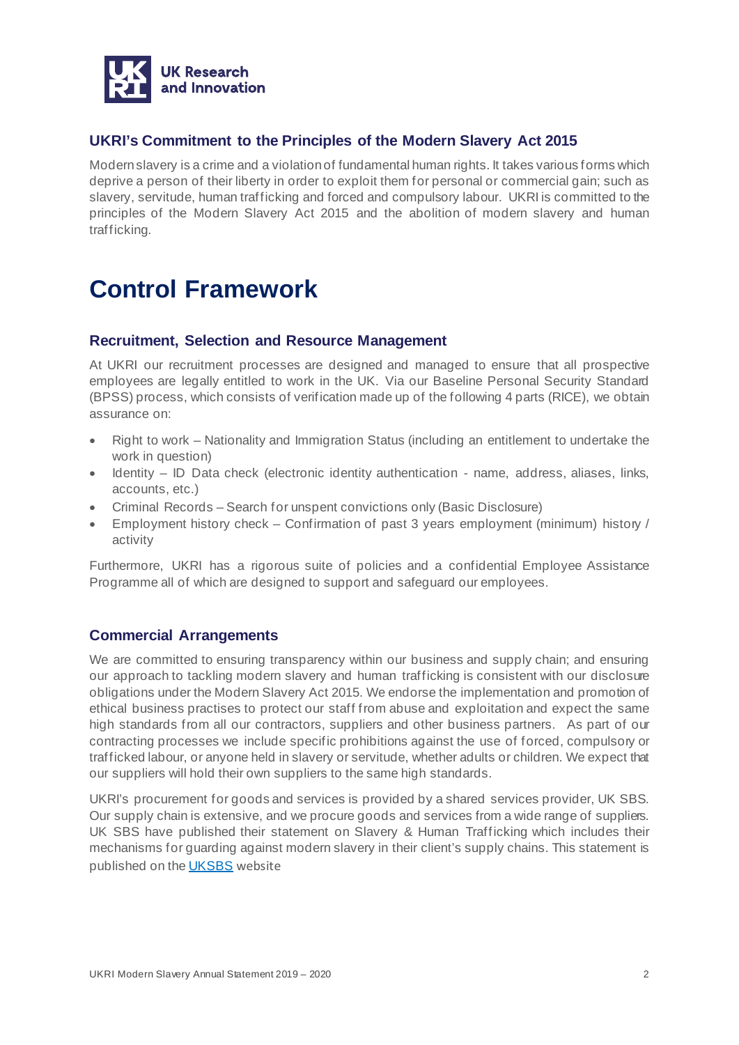### UKRI's Commitment to the Principles of the Modern Slavery Act 2015

Modern slavery is a crime and a violation of fundamental human rights. It takes various forms which deprive a person of their liberty in order to exploit them for personal or commercial gain; such as slavery, servitude, human trafficking and forced and compulsory labour. UKRI is committed to the principles of the Modern Slavery Act 2015 and the abolition of modern slavery and human trafficking.

# Control Framework

### Recruitment, Selection and Resource Management

At UKRI our recruitment processes are designed and managed to ensure that all prospective employees are legally entitled to work in the UK. Via our Baseline Personal Security Standard (BPSS) process, which consists of verification made up of the following 4 parts (RICE), we obtain assurance on:

- Right to work – Nationality and Immigration Status (including an entitlement to undertake the work in question)
- Identity – ID Data check (electronic identity authentication - name, address, aliases, links, accounts, etc.)
- Criminal Records – Search for unspent convictions only (Basic Disclosure)
- Employment history check – Confirmation of past 3 years employment (minimum) history / activity

Furthermore, UKRI has a rigorous suite of policies and a confidential Employee Assistance Programme all of which are designed to support and safeguard our employees.

### Commercial Arrangements

We are committed to ensuring transparency within our business and supply chain; and ensuring our approach to tackling modern slavery and human trafficking is consistent with our disclosure obligations under the Modern Slavery Act 2015. We endorse the implementation and promotion of ethical business practises to protect our staff from abuse and exploitation and expect the same high standards from all our contractors, suppliers and other business partners. As part of our contracting processes we include specific prohibitions against the use of forced, compulsory or trafficked labour, or anyone held in slavery or servitude, whether adults or children. We expect that our suppliers will hold their own suppliers to the same high standards.

UKRI's procurement for goods and services is provided by a shared services provider, UK SBS. Our supply chain is extensive, and we procure goods and services from a wide range of suppliers. UK SBS have published their statement on Slavery & Human Trafficking which includes their mechanisms for guarding against modern slavery in their client's supply chains. This statement is published on the UKSBS website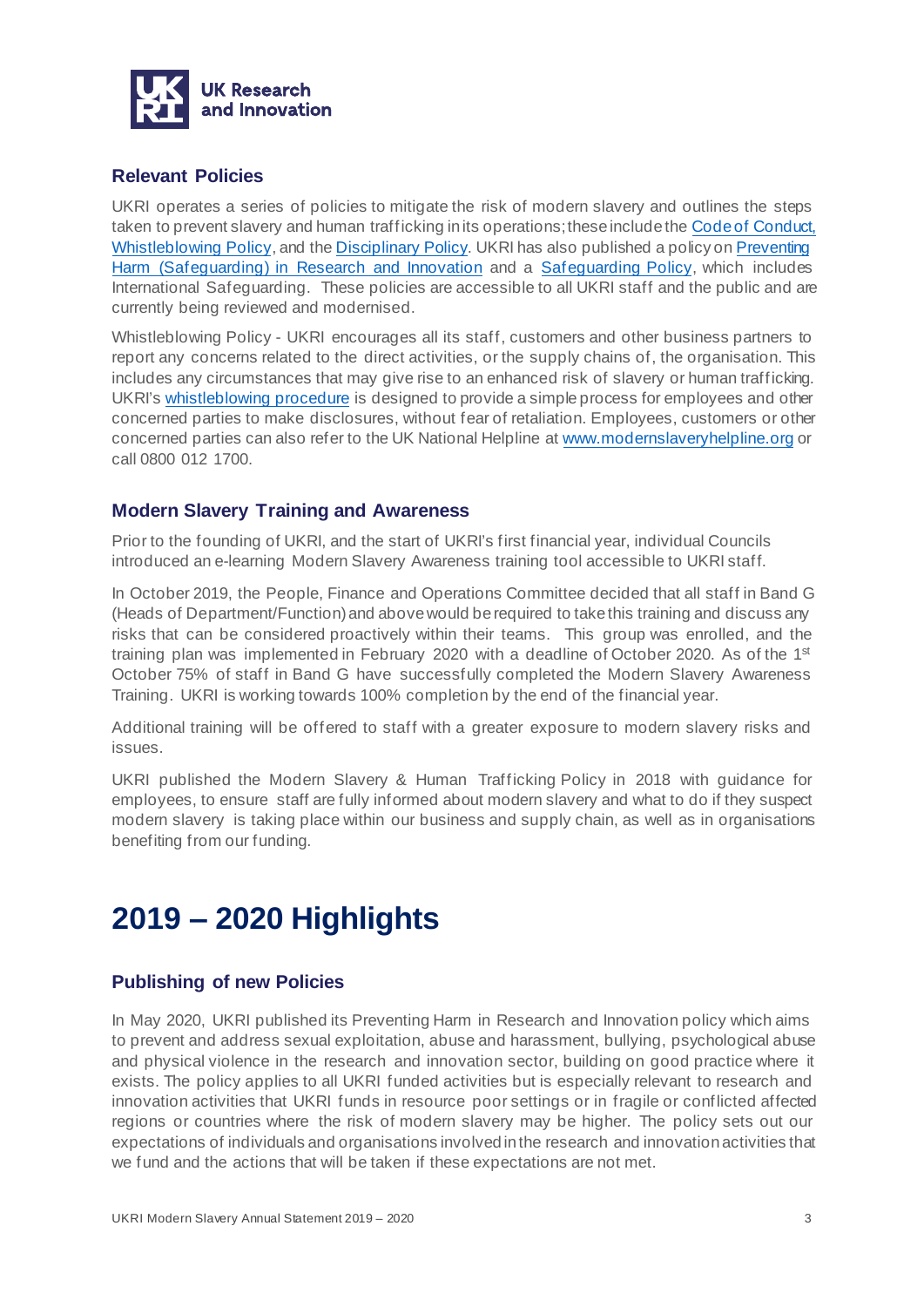## Relevant Policies

UKRI operates a series of policies to mitigate the risk of modern slavery and outlines the steps taken to prevent slavery and human trafficking in its operations; these include the Code of Conduct, Whistleblowing Policy, and the Disciplinary Policy. UKRI has also published a policy on Preventing Harm (Safeguarding) in Research and Innovation and a Safeguarding Policy, which includes International Safeguarding. These policies are accessible to all UKRI staff and the public and are currently being reviewed and modernised.

Whistleblowing Policy - UKRI encourages all its staff, customers and other business partners to report any concerns related to the direct activities, or the supply chains of, the organisation. This includes any circumstances that may give rise to an enhanced risk of slavery or human trafficking. UKRI's whistleblowing procedure is designed to provide a simple process for employees and other concerned parties to make disclosures, without fear of retaliation. Employees, customers or other concerned parties can also refer to the UK National Helpline at www.modernslaveryhelpline.org or call 0800 012 1700.

## Modern Slavery Training and Awareness

Prior to the founding of UKRI, and the start of UKRI's first financial year, individual Councils introduced an e-learning Modern Slavery Awareness training tool accessible to UKRI staff.

In October 2019, the People, Finance and Operations Committee decided that all staff in Band G (Heads of Department/Function) and above would be required to take this training and discuss any risks that can be considered proactively within their teams. This group was enrolled, and the training plan was implemented in February 2020 with a deadline of October 2020. As of the 1st October 75% of staff in Band G have successfully completed the Modern Slavery Awareness Training. UKRI is working towards 100% completion by the end of the financial year.

Additional training will be offered to staff with a greater exposure to modern slavery risks and issues.

UKRI published the Modern Slavery & Human Trafficking Policy in 2018 with guidance for employees, to ensure staff are fully informed about modern slavery and what to do if they suspect modern slavery is taking place within our business and supply chain, as well as in organisations benefiting from our funding.

# 2019 – 2020 Highlights

## Publishing of new Policies

In May 2020, UKRI published its Preventing Harm in Research and Innovation policy which aims to prevent and address sexual exploitation, abuse and harassment, bullying, psychological abuse and physical violence in the research and innovation sector, building on good practice where it exists. The policy applies to all UKRI funded activities but is especially relevant to research and innovation activities that UKRI funds in resource poor settings or in fragile or conflicted affected regions or countries where the risk of modern slavery may be higher. The policy sets out our expectations of individuals and organisations involved in the research and innovation activities that we fund and the actions that will be taken if these expectations are not met.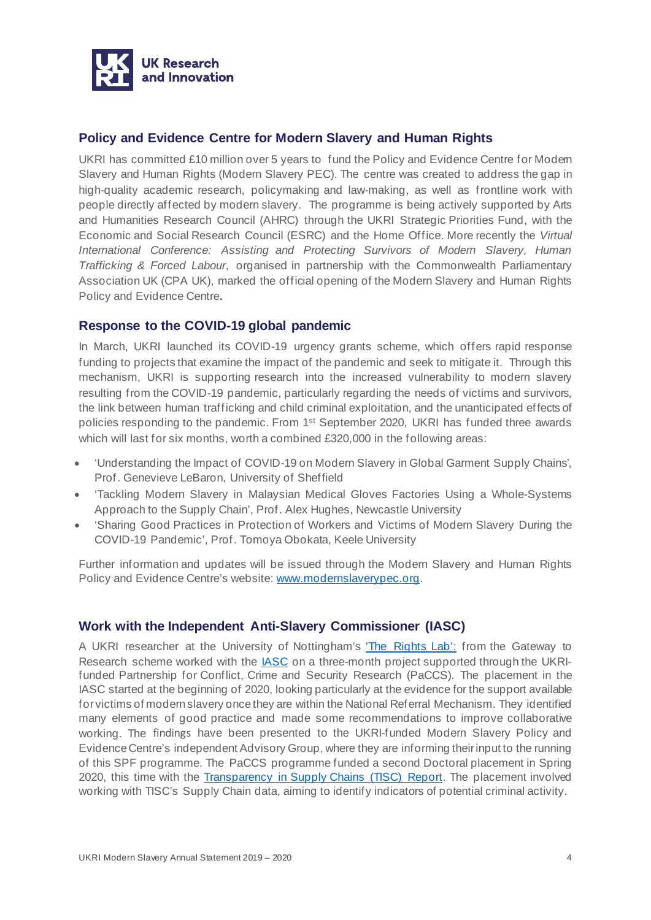## Policy and Evidence Centre for Modern Slavery and Human Rights

UKRI has committed £10 million over 5 years to fund the Policy and Evidence Centre for Modern Slavery and Human Rights (Modern Slavery PEC). The centre was created to address the gap in high-quality academic research, policymaking and law-making, as well as frontline work with people directly affected by modern slavery. The programme is being actively supported by Arts and Humanities Research Council (AHRC) through the UKRI Strategic Priorities Fund, with the Economic and Social Research Council (ESRC) and the Home Office. More recently the *Virtual International Conference: Assisting and Protecting Survivors of Modern Slavery, Human Trafficking & Forced Labour*, organised in partnership with the Commonwealth Parliamentary Association UK (CPA UK), marked the official opening of the Modern Slavery and Human Rights Policy and Evidence Centre.

## Response to the COVID-19 global pandemic

In March, UKRI launched its COVID-19 urgency grants scheme, which offers rapid response funding to projects that examine the impact of the pandemic and seek to mitigate it. Through this mechanism, UKRI is supporting research into the increased vulnerability to modern slavery resulting from the COVID-19 pandemic, particularly regarding the needs of victims and survivors, the link between human trafficking and child criminal exploitation, and the unanticipated effects of policies responding to the pandemic. From 1st September 2020, UKRI has funded three awards which will last for six months, worth a combined £320,000 in the following areas:

- 'Understanding the Impact of COVID-19 on Modern Slavery in Global Garment Supply Chains', Prof. Genevieve LeBaron, University of Sheffield
- 'Tackling Modern Slavery in Malaysian Medical Gloves Factories Using a Whole-Systems Approach to the Supply Chain', Prof. Alex Hughes, Newcastle University
- 'Sharing Good Practices in Protection of Workers and Victims of Modern Slavery During the COVID-19 Pandemic', Prof. Tomoya Obokata, Keele University

Further information and updates will be issued through the Modern Slavery and Human Rights Policy and Evidence Centre's website: [www.modernslaverypec.org](www.modernslaverypec.org).

## Work with the Independent Anti-Slavery Commissioner (IASC)

A UKRI researcher at the University of Nottingham's ['The Rights Lab':]() from the Gateway to Research scheme worked with the [IASC]() on a three-month project supported through the UKRI-funded Partnership for Conflict, Crime and Security Research (PaCCS). The placement in the IASC started at the beginning of 2020, looking particularly at the evidence for the support available for victims of modern slavery once they are within the National Referral Mechanism. They identified many elements of good practice and made some recommendations to improve collaborative working. The findings have been presented to the UKRI-funded Modern Slavery Policy and Evidence Centre's independent Advisory Group, where they are informing their input to the running of this SPF programme. The PaCCS programme funded a second Doctoral placement in Spring 2020, this time with the [Transparency in Supply Chains (TISC) Report](). The placement involved working with TISC's Supply Chain data, aiming to identify indicators of potential criminal activity.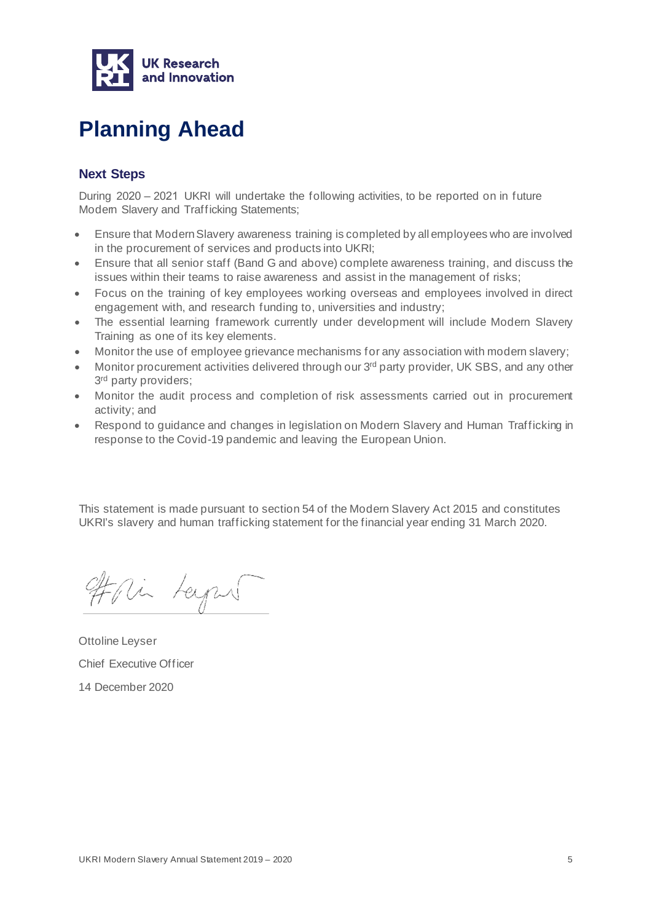# Planning Ahead

## Next Steps

During 2020 – 2021 UKRI will undertake the following activities, to be reported on in future Modern Slavery and Trafficking Statements;

- Ensure that Modern Slavery awareness training is completed by all employees who are involved in the procurement of services and products into UKRI;
- Ensure that all senior staff (Band G and above) complete awareness training, and discuss the issues within their teams to raise awareness and assist in the management of risks;
- Focus on the training of key employees working overseas and employees involved in direct engagement with, and research funding to, universities and industry;
- The essential learning framework currently under development will include Modern Slavery Training as one of its key elements.
- Monitor the use of employee grievance mechanisms for any association with modern slavery;
- Monitor procurement activities delivered through our 3rd party provider, UK SBS, and any other 3rd party providers;
- Monitor the audit process and completion of risk assessments carried out in procurement activity; and
- Respond to guidance and changes in legislation on Modern Slavery and Human Trafficking in response to the Covid-19 pandemic and leaving the European Union.

This statement is made pursuant to section 54 of the Modern Slavery Act 2015 and constitutes UKRI's slavery and human trafficking statement for the financial year ending 31 March 2020.

Ottoline Leyser

Chief Executive Officer

14 December 2020